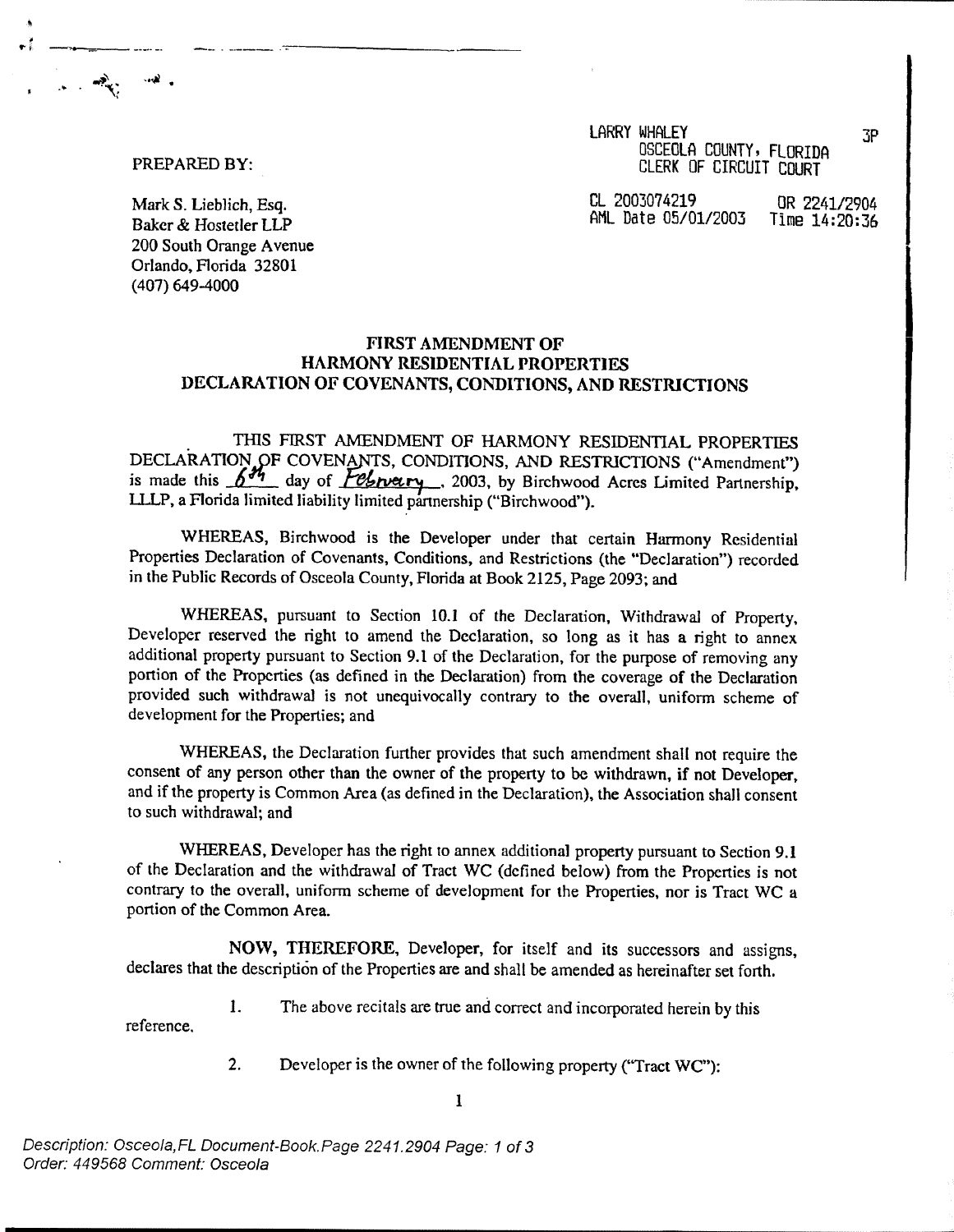PREPARED BY:

Mark S. Lieblich, Esq.
Baker & Hostetler LLP
200 South Orange Avenue
Orlando, Florida 32801
(407) 649-4000

LARRY WHALEY
OSCEOLA COUNTY, FLORIDA
CLERK OF CIRCUIT COURT
3P

CL 2003074219
AML Date 05/01/2003
OR 2241/2904
Time 14:20:36

## FIRST AMENDMENT OF HARMONY RESIDENTIAL PROPERTIES DECLARATION OF COVENANTS, CONDITIONS, AND RESTRICTIONS

THIS FIRST AMENDMENT OF HARMONY RESIDENTIAL PROPERTIES DECLARATION OF COVENANTS, CONDITIONS, AND RESTRICTIONS ("Amendment") is made this 6th day of February, 2003, by Birchwood Acres Limited Partnership, LLLP, a Florida limited liability limited partnership ("Birchwood").

WHEREAS, Birchwood is the Developer under that certain Harmony Residential Properties Declaration of Covenants, Conditions, and Restrictions (the "Declaration") recorded in the Public Records of Osceola County, Florida at Book 2125, Page 2093; and

WHEREAS, pursuant to Section 10.1 of the Declaration, Withdrawal of Property, Developer reserved the right to amend the Declaration, so long as it has a right to annex additional property pursuant to Section 9.1 of the Declaration, for the purpose of removing any portion of the Properties (as defined in the Declaration) from the coverage of the Declaration provided such withdrawal is not unequivocally contrary to the overall, uniform scheme of development for the Properties; and

WHEREAS, the Declaration further provides that such amendment shall not require the consent of any person other than the owner of the property to be withdrawn, if not Developer, and if the property is Common Area (as defined in the Declaration), the Association shall consent to such withdrawal; and

WHEREAS, Developer has the right to annex additional property pursuant to Section 9.1 of the Declaration and the withdrawal of Tract WC (defined below) from the Properties is not contrary to the overall, uniform scheme of development for the Properties, nor is Tract WC a portion of the Common Area.

**NOW, THEREFORE,** Developer, for itself and its successors and assigns, declares that the description of the Properties are and shall be amended as hereinafter set forth.

1. The above recitals are true and correct and incorporated herein by this reference.

2. Developer is the owner of the following property ("Tract WC"):

Description: Osceola,FL Document-Book.Page 2241.2904 Page: 1 of 3
Order: 449568 Comment: Osceola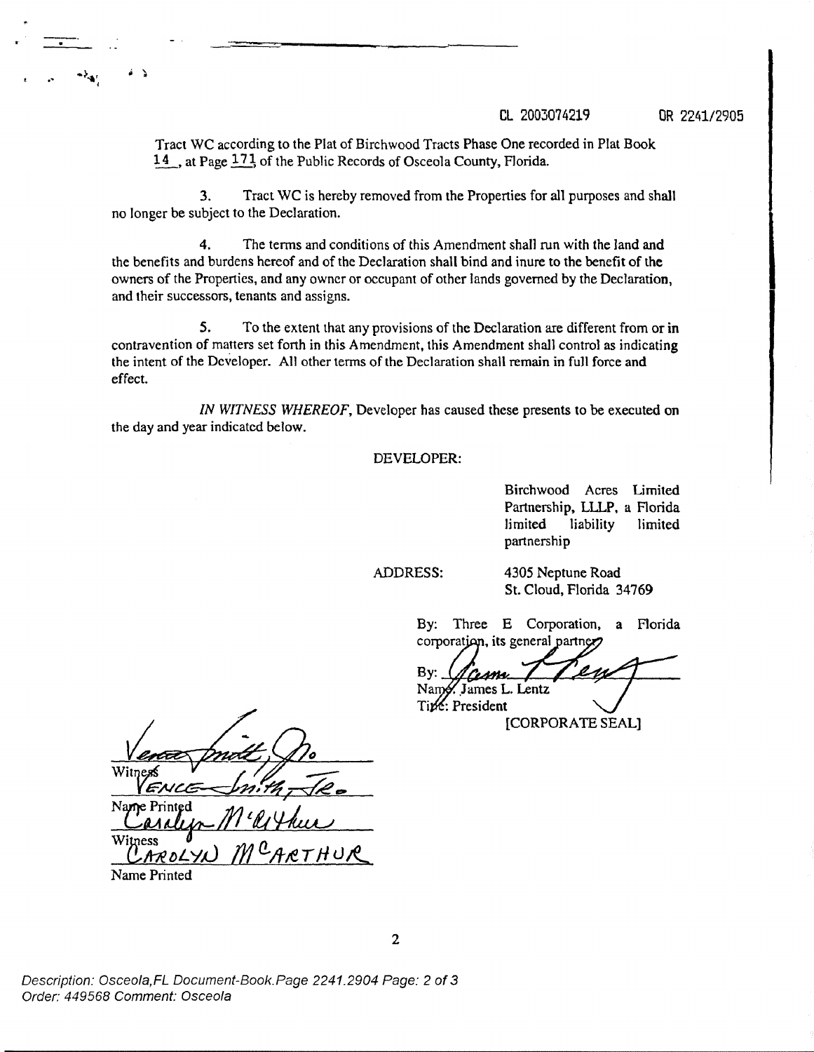CL 2003074219 OR 2241/2905

Tract WC according to the Plat of Birchwood Tracts Phase One recorded in Plat Book 14, at Page 171 of the Public Records of Osceola County, Florida.

3. Tract WC is hereby removed from the Properties for all purposes and shall no longer be subject to the Declaration.

4. The terms and conditions of this Amendment shall run with the land and the benefits and burdens hereof and of the Declaration shall bind and inure to the benefit of the owners of the Properties, and any owner or occupant of other lands governed by the Declaration, and their successors, tenants and assigns.

5. To the extent that any provisions of the Declaration are different from or in contravention of matters set forth in this Amendment, this Amendment shall control as indicating the intent of the Developer. All other terms of the Declaration shall remain in full force and effect.

*IN WITNESS WHEREOF,* Developer has caused these presents to be executed on the day and year indicated below.

DEVELOPER:

Birchwood Acres Limited Partnership, LLLP, a Florida limited liability limited partnership

ADDRESS: 4305 Neptune Road
St. Cloud, Florida 34769

By: Three E Corporation, a Florida corporation, its general partner

By: ______________________
Name: James L. Lentz
Title: President

[CORPORATE SEAL]

______________________
Witness
VENCE SMITH, JR.
Name Printed

______________________
Witness
CAROLYN MCARTHUR
Name Printed

Description: Osceola,FL Document-Book.Page 2241.2904 Page: 2 of 3
Order: 449568 Comment: Osceola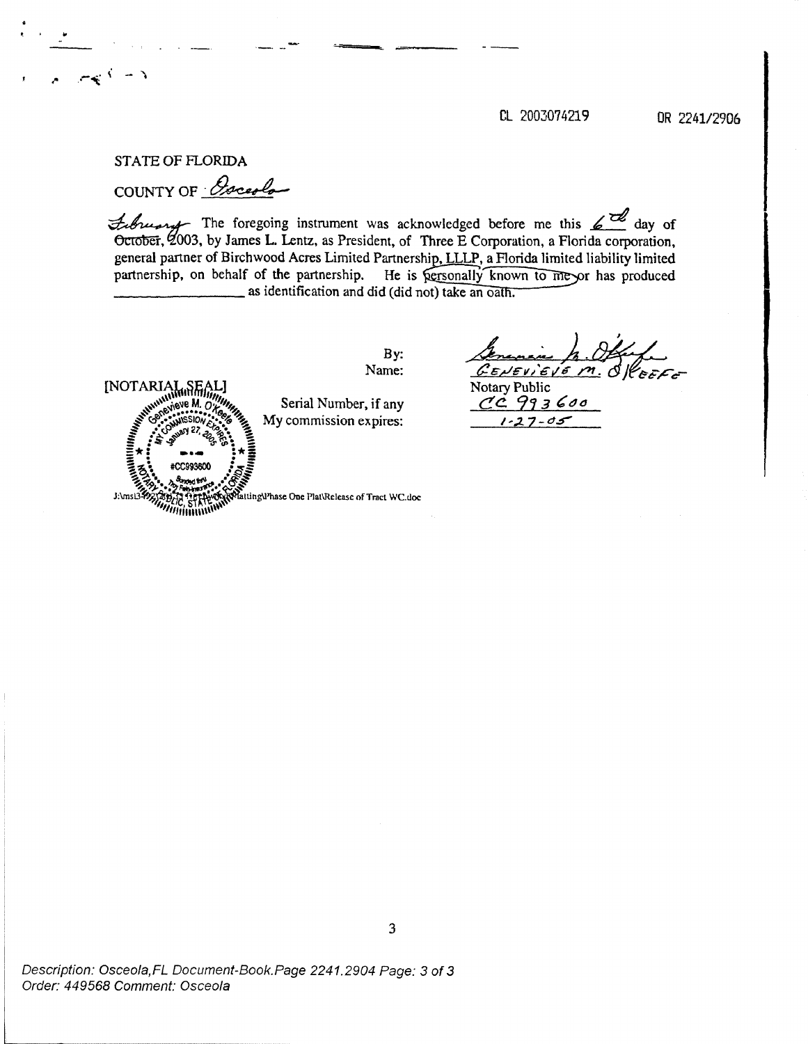CL 2003074219 OR 2241/2906

STATE OF FLORIDA

COUNTY OF Osceola

February The foregoing instrument was acknowledged before me this 6th day of ~~October~~, 2003, by James L. Lentz, as President, of Three E Corporation, a Florida corporation, general partner of Birchwood Acres Limited Partnership, LLLP, a Florida limited liability limited partnership, on behalf of the partnership. He is personally known to me or has produced ________________ as identification and did (did not) take an oath.

[NOTARIAL SEAL]

Genevieve M. O'Keefe
MY COMMISSION EXPIRES
January 27, 2005
#CC993600
Bonded thru Troy Fain Insurance
NOTARY PUBLIC, STATE OF FLORIDA

By: Genevieve M. O'Keefe

Name: GENEVIEVE M. O'KEEFE

Notary Public

Serial Number, if any: CC 993600

My commission expires: 1-27-05

J:\ms\3...\Platting\Phase One Plat\Release of Tract WC.doc

Description: Osceola,FL Document-Book.Page 2241.2904 Page: 3 of 3
Order: 449568 Comment: Osceola